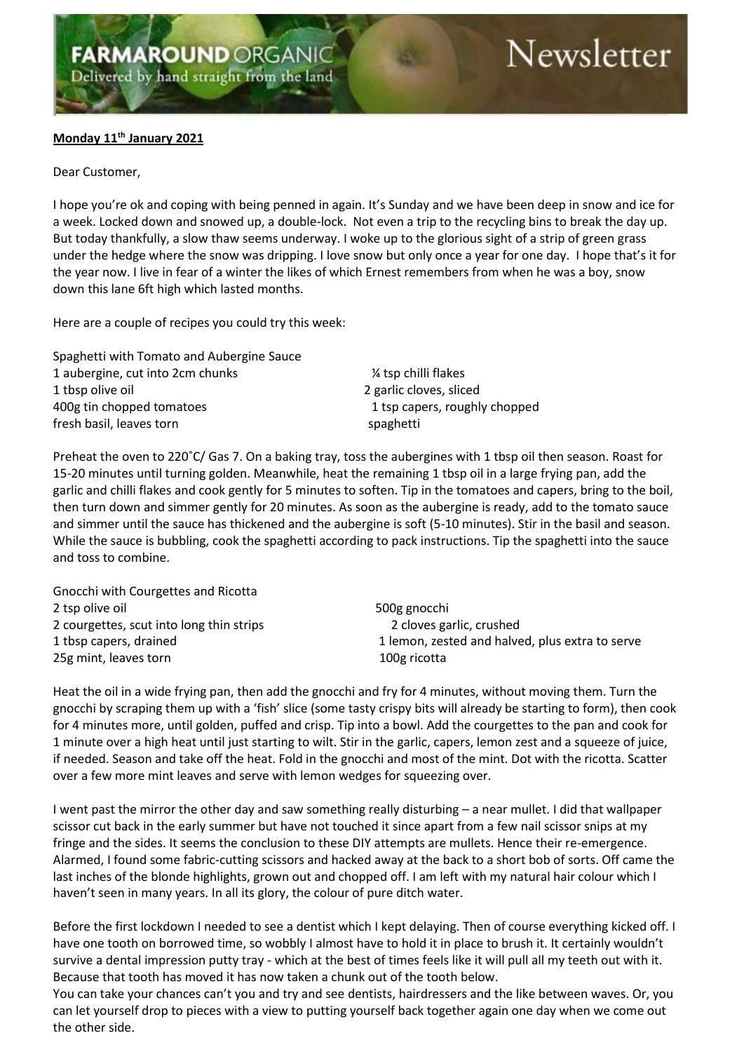**FARMAROUND** ORGANIC
Delivered by hand straight from the land

Newsletter

**Monday 11th January 2021**

Dear Customer,

I hope you're ok and coping with being penned in again. It's Sunday and we have been deep in snow and ice for a week. Locked down and snowed up, a double-lock. Not even a trip to the recycling bins to break the day up. But today thankfully, a slow thaw seems underway. I woke up to the glorious sight of a strip of green grass under the hedge where the snow was dripping. I love snow but only once a year for one day. I hope that's it for the year now. I live in fear of a winter the likes of which Ernest remembers from when he was a boy, snow down this lane 6ft high which lasted months.

Here are a couple of recipes you could try this week:

Spaghetti with Tomato and Aubergine Sauce

- 1 aubergine, cut into 2cm chunks
- 1 tbsp olive oil
- 400g tin chopped tomatoes
- fresh basil, leaves torn
- ¼ tsp chilli flakes
- 2 garlic cloves, sliced
- 1 tsp capers, roughly chopped
- spaghetti

Preheat the oven to 220˚C/ Gas 7. On a baking tray, toss the aubergines with 1 tbsp oil then season. Roast for 15-20 minutes until turning golden. Meanwhile, heat the remaining 1 tbsp oil in a large frying pan, add the garlic and chilli flakes and cook gently for 5 minutes to soften. Tip in the tomatoes and capers, bring to the boil, then turn down and simmer gently for 20 minutes. As soon as the aubergine is ready, add to the tomato sauce and simmer until the sauce has thickened and the aubergine is soft (5-10 minutes). Stir in the basil and season. While the sauce is bubbling, cook the spaghetti according to pack instructions. Tip the spaghetti into the sauce and toss to combine.

Gnocchi with Courgettes and Ricotta

- 2 tsp olive oil
- 2 courgettes, scut into long thin strips
- 1 tbsp capers, drained
- 25g mint, leaves torn
- 500g gnocchi
- 2 cloves garlic, crushed
- 1 lemon, zested and halved, plus extra to serve
- 100g ricotta

Heat the oil in a wide frying pan, then add the gnocchi and fry for 4 minutes, without moving them. Turn the gnocchi by scraping them up with a 'fish' slice (some tasty crispy bits will already be starting to form), then cook for 4 minutes more, until golden, puffed and crisp. Tip into a bowl. Add the courgettes to the pan and cook for 1 minute over a high heat until just starting to wilt. Stir in the garlic, capers, lemon zest and a squeeze of juice, if needed. Season and take off the heat. Fold in the gnocchi and most of the mint. Dot with the ricotta. Scatter over a few more mint leaves and serve with lemon wedges for squeezing over.

I went past the mirror the other day and saw something really disturbing – a near mullet. I did that wallpaper scissor cut back in the early summer but have not touched it since apart from a few nail scissor snips at my fringe and the sides. It seems the conclusion to these DIY attempts are mullets. Hence their re-emergence. Alarmed, I found some fabric-cutting scissors and hacked away at the back to a short bob of sorts. Off came the last inches of the blonde highlights, grown out and chopped off. I am left with my natural hair colour which I haven't seen in many years. In all its glory, the colour of pure ditch water.

Before the first lockdown I needed to see a dentist which I kept delaying. Then of course everything kicked off. I have one tooth on borrowed time, so wobbly I almost have to hold it in place to brush it. It certainly wouldn't survive a dental impression putty tray - which at the best of times feels like it will pull all my teeth out with it. Because that tooth has moved it has now taken a chunk out of the tooth below.
You can take your chances can't you and try and see dentists, hairdressers and the like between waves. Or, you can let yourself drop to pieces with a view to putting yourself back together again one day when we come out the other side.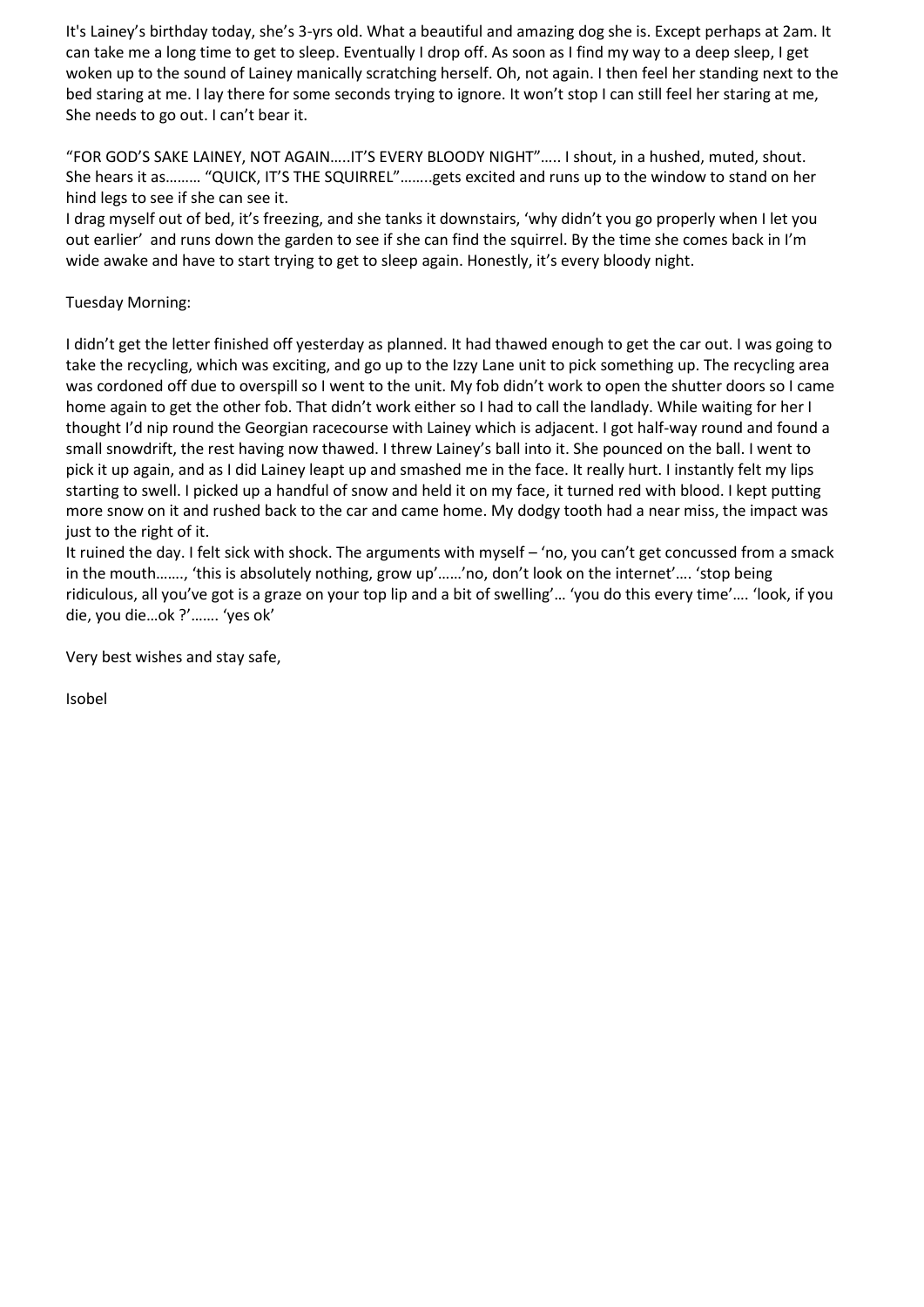It's Lainey's birthday today, she's 3-yrs old. What a beautiful and amazing dog she is. Except perhaps at 2am. It can take me a long time to get to sleep. Eventually I drop off. As soon as I find my way to a deep sleep, I get woken up to the sound of Lainey manically scratching herself. Oh, not again. I then feel her standing next to the bed staring at me. I lay there for some seconds trying to ignore. It won't stop I can still feel her staring at me, She needs to go out. I can't bear it.

"FOR GOD'S SAKE LAINEY, NOT AGAIN…..IT'S EVERY BLOODY NIGHT"….. I shout, in a hushed, muted, shout. She hears it as……… "QUICK, IT'S THE SQUIRREL"……..gets excited and runs up to the window to stand on her hind legs to see if she can see it.
I drag myself out of bed, it's freezing, and she tanks it downstairs, 'why didn't you go properly when I let you out earlier' and runs down the garden to see if she can find the squirrel. By the time she comes back in I'm wide awake and have to start trying to get to sleep again. Honestly, it's every bloody night.

Tuesday Morning:

I didn't get the letter finished off yesterday as planned. It had thawed enough to get the car out. I was going to take the recycling, which was exciting, and go up to the Izzy Lane unit to pick something up. The recycling area was cordoned off due to overspill so I went to the unit. My fob didn't work to open the shutter doors so I came home again to get the other fob. That didn't work either so I had to call the landlady. While waiting for her I thought I'd nip round the Georgian racecourse with Lainey which is adjacent. I got half-way round and found a small snowdrift, the rest having now thawed. I threw Lainey's ball into it. She pounced on the ball. I went to pick it up again, and as I did Lainey leapt up and smashed me in the face. It really hurt. I instantly felt my lips starting to swell. I picked up a handful of snow and held it on my face, it turned red with blood. I kept putting more snow on it and rushed back to the car and came home. My dodgy tooth had a near miss, the impact was just to the right of it.
It ruined the day. I felt sick with shock. The arguments with myself – 'no, you can't get concussed from a smack in the mouth……., 'this is absolutely nothing, grow up'……'no, don't look on the internet'…. 'stop being ridiculous, all you've got is a graze on your top lip and a bit of swelling'… 'you do this every time'…. 'look, if you die, you die…ok ?'……. 'yes ok'

Very best wishes and stay safe,

Isobel